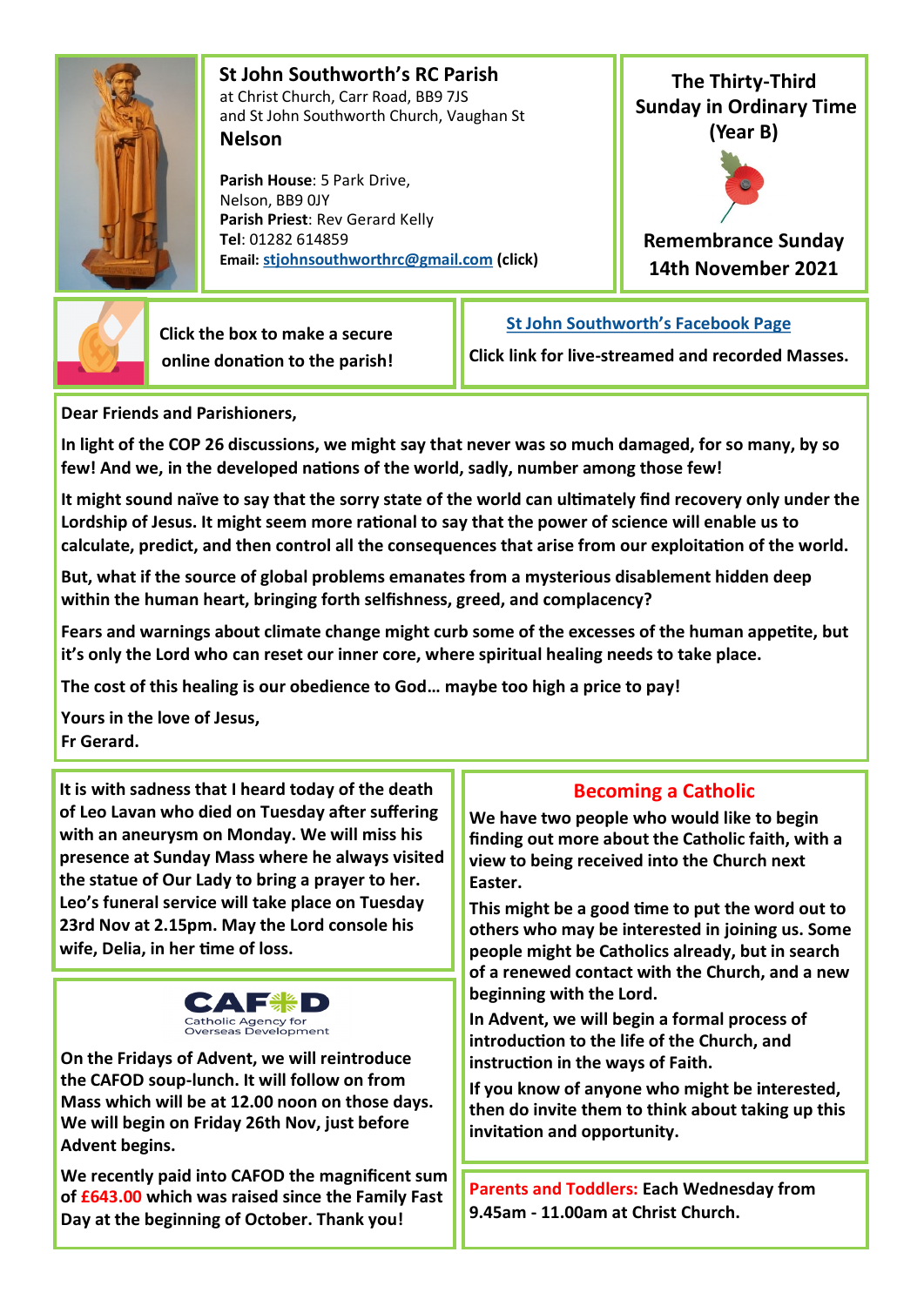## St John Southworth's RC Parish

at Christ Church, Carr Road, BB9 7JS
and St John Southworth Church, Vaughan St
**Nelson**

**Parish House**: 5 Park Drive,
Nelson, BB9 0JY
**Parent Priest**: Rev Gerard Kelly
**Tel**: 01282 614859
**Email:** stjohnsouthworthrc@gmail.com (click)

**The Thirty-Third Sunday in Ordinary Time (Year B)**

**Remembrance Sunday**
**14th November 2021**

**Click the box to make a secure online donation to the parish!**

**St John Southworth's Facebook Page**

**Click link for live-streamed and recorded Masses.**

**Dear Friends and Parishioners,**

**In light of the COP 26 discussions, we might say that never was so much damaged, for so many, by so few! And we, in the developed nations of the world, sadly, number among those few!**

**It might sound naïve to say that the sorry state of the world can ultimately find recovery only under the Lordship of Jesus. It might seem more rational to say that the power of science will enable us to calculate, predict, and then control all the consequences that arise from our exploitation of the world.**

**But, what if the source of global problems emanates from a mysterious disablement hidden deep within the human heart, bringing forth selfishness, greed, and complacency?**

**Fears and warnings about climate change might curb some of the excesses of the human appetite, but it's only the Lord who can reset our inner core, where spiritual healing needs to take place.**

**The cost of this healing is our obedience to God… maybe too high a price to pay!**

**Yours in the love of Jesus,**
**Fr Gerard.**

**It is with sadness that I heard today of the death of Leo Lavan who died on Tuesday after suffering with an aneurysm on Monday. We will miss his presence at Sunday Mass where he always visited the statue of Our Lady to bring a prayer to her. Leo's funeral service will take place on Tuesday 23rd Nov at 2.15pm. May the Lord console his wife, Delia, in her time of loss.**

**CAFOD**
Catholic Agency for Overseas Development

**On the Fridays of Advent, we will reintroduce the CAFOD soup-lunch. It will follow on from Mass which will be at 12.00 noon on those days. We will begin on Friday 26th Nov, just before Advent begins.**

**We recently paid into CAFOD the magnificent sum of £643.00 which was raised since the Family Fast Day at the beginning of October. Thank you!**

### Becoming a Catholic

**We have two people who would like to begin finding out more about the Catholic faith, with a view to being received into the Church next Easter.**

**This might be a good time to put the word out to others who may be interested in joining us. Some people might be Catholics already, but in search of a renewed contact with the Church, and a new beginning with the Lord.**

**In Advent, we will begin a formal process of introduction to the life of the Church, and instruction in the ways of Faith.**

**If you know of anyone who might be interested, then do invite them to think about taking up this invitation and opportunity.**

**Parents and Toddlers: Each Wednesday from 9.45am - 11.00am at Christ Church.**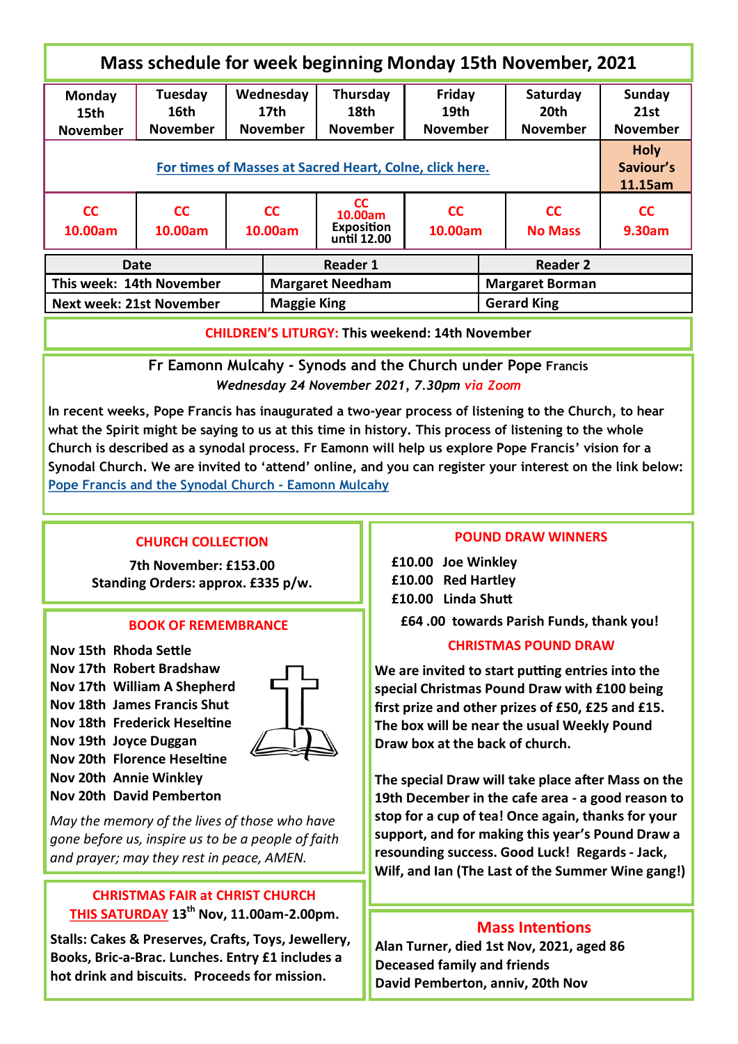## Mass schedule for week beginning Monday 15th November, 2021

| Monday 15th November | Tuesday 16th November | Wednesday 17th November | Thursday 18th November | Friday 19th November | Saturday 20th November | Sunday 21st November |
|---|---|---|---|---|---|---|
| For times of Masses at Sacred Heart, Colne, click here. | | | | | | Holy Saviour's 11.15am |
| CC 10.00am | CC 10.00am | CC 10.00am | CC 10.00am Exposition until 12.00 | CC 10.00am | CC No Mass | CC 9.30am |

| Date | Reader 1 | Reader 2 |
|---|---|---|
| This week: 14th November | Margaret Needham | Margaret Borman |
| Next week: 21st November | Maggie King | Gerard King |

**CHILDREN'S LITURGY:** This weekend: 14th November

### Fr Eamonn Mulcahy - Synods and the Church under Pope Francis

*Wednesday 24 November 2021, 7.30pm via Zoom*

In recent weeks, Pope Francis has inaugurated a two-year process of listening to the Church, to hear what the Spirit might be saying to us at this time in history. This process of listening to the whole Church is described as a synodal process. Fr Eamonn will help us explore Pope Francis' vision for a Synodal Church. We are invited to 'attend' online, and you can register your interest on the link below: Pope Francis and the Synodal Church - Eamonn Mulcahy

### CHURCH COLLECTION

7th November: £153.00
Standing Orders: approx. £335 p/w.

### BOOK OF REMEMBRANCE

Nov 15th Rhoda Settle
Nov 17th Robert Bradshaw
Nov 17th William A Shepherd
Nov 18th James Francis Shut
Nov 18th Frederick Heseltine
Nov 19th Joyce Duggan
Nov 20th Florence Heseltine
Nov 20th Annie Winkley
Nov 20th David Pemberton

*May the memory of the lives of those who have gone before us, inspire us to be a people of faith and prayer; may they rest in peace, AMEN.*

### CHRISTMAS FAIR at CHRIST CHURCH

THIS SATURDAY 13th Nov, 11.00am-2.00pm.

Stalls: Cakes & Preserves, Crafts, Toys, Jewellery, Books, Bric-a-Brac. Lunches. Entry £1 includes a hot drink and biscuits. Proceeds for mission.

### POUND DRAW WINNERS

£10.00 Joe Winkley
£10.00 Red Hartley
£10.00 Linda Shutt

£64 .00 towards Parish Funds, thank you!

### CHRISTMAS POUND DRAW

We are invited to start putting entries into the special Christmas Pound Draw with £100 being first prize and other prizes of £50, £25 and £15. The box will be near the usual Weekly Pound Draw box at the back of church.

The special Draw will take place after Mass on the 19th December in the cafe area - a good reason to stop for a cup of tea! Once again, thanks for your support, and for making this year's Pound Draw a resounding success. Good Luck! Regards - Jack, Wilf, and Ian (The Last of the Summer Wine gang!)

### Mass Intentions

Alan Turner, died 1st Nov, 2021, aged 86
Deceased family and friends
David Pemberton, anniv, 20th Nov